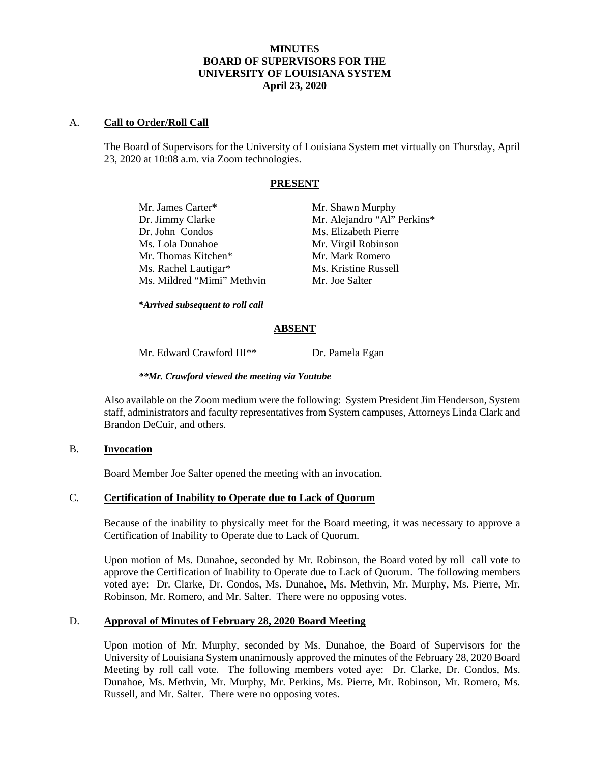**MINUTES**
**BOARD OF SUPERVISORS FOR THE**
**UNIVERSITY OF LOUISIANA SYSTEM**
**April 23, 2020**

A. **Call to Order/Roll Call**

The Board of Supervisors for the University of Louisiana System met virtually on Thursday, April 23, 2020 at 10:08 a.m. via Zoom technologies.

**PRESENT**

| | |
|---|---|
| Mr. James Carter* | Mr. Shawn Murphy |
| Dr. Jimmy Clarke | Mr. Alejandro "Al" Perkins* |
| Dr. John Condos | Ms. Elizabeth Pierre |
| Ms. Lola Dunahoe | Mr. Virgil Robinson |
| Mr. Thomas Kitchen* | Mr. Mark Romero |
| Ms. Rachel Lautigar* | Ms. Kristine Russell |
| Ms. Mildred "Mimi" Methvin | Mr. Joe Salter |

***Arrived subsequent to roll call***

**ABSENT**

| | |
|---|---|
| Mr. Edward Crawford III** | Dr. Pamela Egan |

***\*\*Mr. Crawford viewed the meeting via Youtube***

Also available on the Zoom medium were the following: System President Jim Henderson, System staff, administrators and faculty representatives from System campuses, Attorneys Linda Clark and Brandon DeCuir, and others.

B. **Invocation**

Board Member Joe Salter opened the meeting with an invocation.

C. **Certification of Inability to Operate due to Lack of Quorum**

Because of the inability to physically meet for the Board meeting, it was necessary to approve a Certification of Inability to Operate due to Lack of Quorum.

Upon motion of Ms. Dunahoe, seconded by Mr. Robinson, the Board voted by roll call vote to approve the Certification of Inability to Operate due to Lack of Quorum. The following members voted aye: Dr. Clarke, Dr. Condos, Ms. Dunahoe, Ms. Methvin, Mr. Murphy, Ms. Pierre, Mr. Robinson, Mr. Romero, and Mr. Salter. There were no opposing votes.

D. **Approval of Minutes of February 28, 2020 Board Meeting**

Upon motion of Mr. Murphy, seconded by Ms. Dunahoe, the Board of Supervisors for the University of Louisiana System unanimously approved the minutes of the February 28, 2020 Board Meeting by roll call vote. The following members voted aye: Dr. Clarke, Dr. Condos, Ms. Dunahoe, Ms. Methvin, Mr. Murphy, Mr. Perkins, Ms. Pierre, Mr. Robinson, Mr. Romero, Ms. Russell, and Mr. Salter. There were no opposing votes.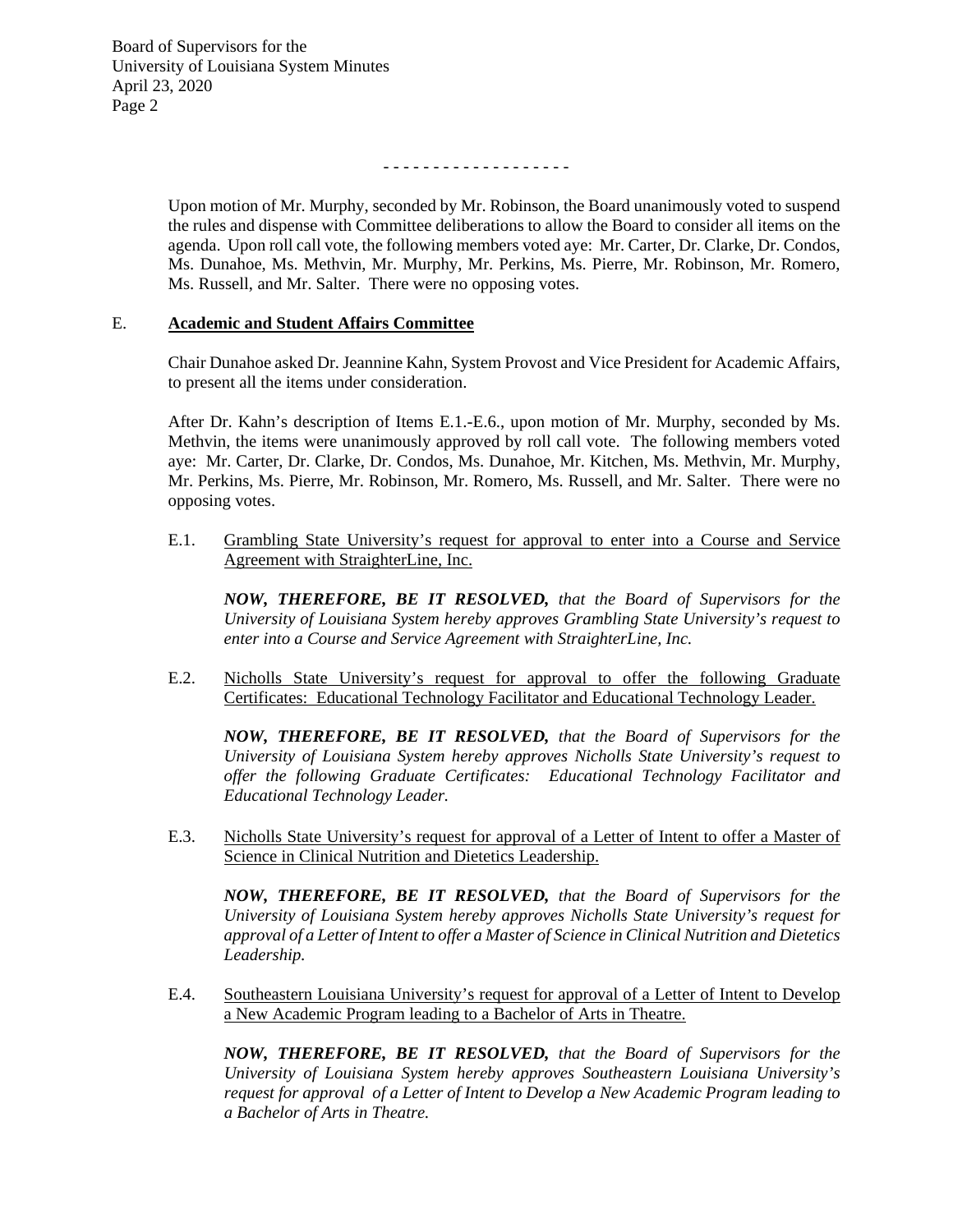\- - - - - - - - - - - - - - - - - -

Upon motion of Mr. Murphy, seconded by Mr. Robinson, the Board unanimously voted to suspend the rules and dispense with Committee deliberations to allow the Board to consider all items on the agenda. Upon roll call vote, the following members voted aye: Mr. Carter, Dr. Clarke, Dr. Condos, Ms. Dunahoe, Ms. Methvin, Mr. Murphy, Mr. Perkins, Ms. Pierre, Mr. Robinson, Mr. Romero, Ms. Russell, and Mr. Salter. There were no opposing votes.

## E. Academic and Student Affairs Committee

Chair Dunahoe asked Dr. Jeannine Kahn, System Provost and Vice President for Academic Affairs, to present all the items under consideration.

After Dr. Kahn's description of Items E.1.-E.6., upon motion of Mr. Murphy, seconded by Ms. Methvin, the items were unanimously approved by roll call vote. The following members voted aye: Mr. Carter, Dr. Clarke, Dr. Condos, Ms. Dunahoe, Mr. Kitchen, Ms. Methvin, Mr. Murphy, Mr. Perkins, Ms. Pierre, Mr. Robinson, Mr. Romero, Ms. Russell, and Mr. Salter. There were no opposing votes.

E.1. Grambling State University's request for approval to enter into a Course and Service Agreement with StraighterLine, Inc.

***NOW, THEREFORE, BE IT RESOLVED,*** *that the Board of Supervisors for the University of Louisiana System hereby approves Grambling State University's request to enter into a Course and Service Agreement with StraighterLine, Inc.*

E.2. Nicholls State University's request for approval to offer the following Graduate Certificates: Educational Technology Facilitator and Educational Technology Leader.

***NOW, THEREFORE, BE IT RESOLVED,*** *that the Board of Supervisors for the University of Louisiana System hereby approves Nicholls State University's request to offer the following Graduate Certificates: Educational Technology Facilitator and Educational Technology Leader.*

E.3. Nicholls State University's request for approval of a Letter of Intent to offer a Master of Science in Clinical Nutrition and Dietetics Leadership.

***NOW, THEREFORE, BE IT RESOLVED,*** *that the Board of Supervisors for the University of Louisiana System hereby approves Nicholls State University's request for approval of a Letter of Intent to offer a Master of Science in Clinical Nutrition and Dietetics Leadership.*

E.4. Southeastern Louisiana University's request for approval of a Letter of Intent to Develop a New Academic Program leading to a Bachelor of Arts in Theatre.

***NOW, THEREFORE, BE IT RESOLVED,*** *that the Board of Supervisors for the University of Louisiana System hereby approves Southeastern Louisiana University's request for approval of a Letter of Intent to Develop a New Academic Program leading to a Bachelor of Arts in Theatre.*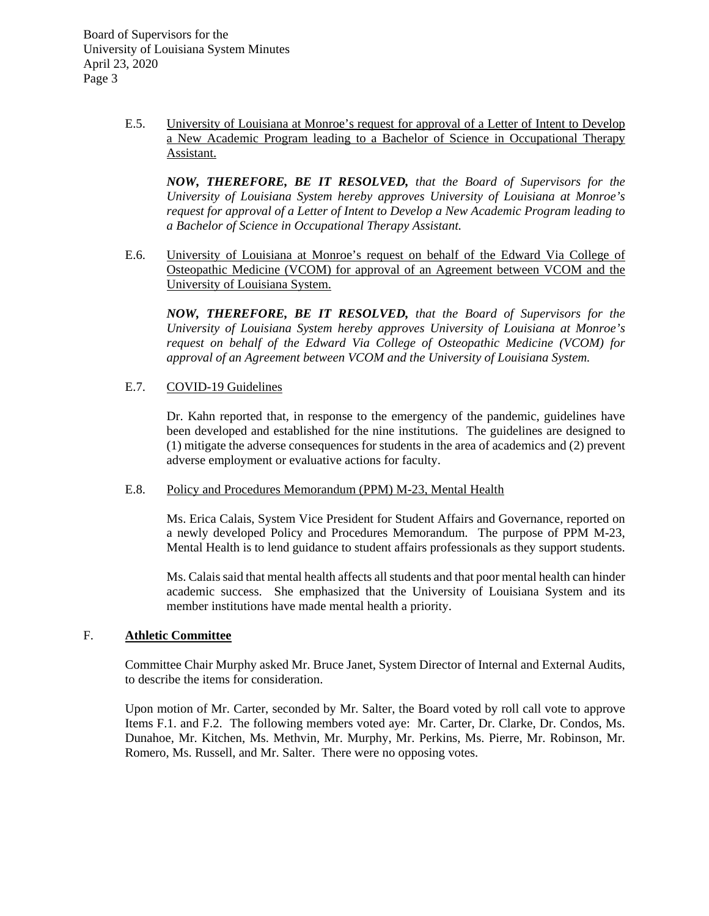E.5. University of Louisiana at Monroe's request for approval of a Letter of Intent to Develop a New Academic Program leading to a Bachelor of Science in Occupational Therapy Assistant.

***NOW, THEREFORE, BE IT RESOLVED,*** *that the Board of Supervisors for the University of Louisiana System hereby approves University of Louisiana at Monroe's request for approval of a Letter of Intent to Develop a New Academic Program leading to a Bachelor of Science in Occupational Therapy Assistant.*

E.6. University of Louisiana at Monroe's request on behalf of the Edward Via College of Osteopathic Medicine (VCOM) for approval of an Agreement between VCOM and the University of Louisiana System.

***NOW, THEREFORE, BE IT RESOLVED,*** *that the Board of Supervisors for the University of Louisiana System hereby approves University of Louisiana at Monroe's request on behalf of the Edward Via College of Osteopathic Medicine (VCOM) for approval of an Agreement between VCOM and the University of Louisiana System.*

E.7. COVID-19 Guidelines

Dr. Kahn reported that, in response to the emergency of the pandemic, guidelines have been developed and established for the nine institutions. The guidelines are designed to (1) mitigate the adverse consequences for students in the area of academics and (2) prevent adverse employment or evaluative actions for faculty.

E.8. Policy and Procedures Memorandum (PPM) M-23, Mental Health

Ms. Erica Calais, System Vice President for Student Affairs and Governance, reported on a newly developed Policy and Procedures Memorandum. The purpose of PPM M-23, Mental Health is to lend guidance to student affairs professionals as they support students.

Ms. Calais said that mental health affects all students and that poor mental health can hinder academic success. She emphasized that the University of Louisiana System and its member institutions have made mental health a priority.

F. **Athletic Committee**

Committee Chair Murphy asked Mr. Bruce Janet, System Director of Internal and External Audits, to describe the items for consideration.

Upon motion of Mr. Carter, seconded by Mr. Salter, the Board voted by roll call vote to approve Items F.1. and F.2. The following members voted aye: Mr. Carter, Dr. Clarke, Dr. Condos, Ms. Dunahoe, Mr. Kitchen, Ms. Methvin, Mr. Murphy, Mr. Perkins, Ms. Pierre, Mr. Robinson, Mr. Romero, Ms. Russell, and Mr. Salter. There were no opposing votes.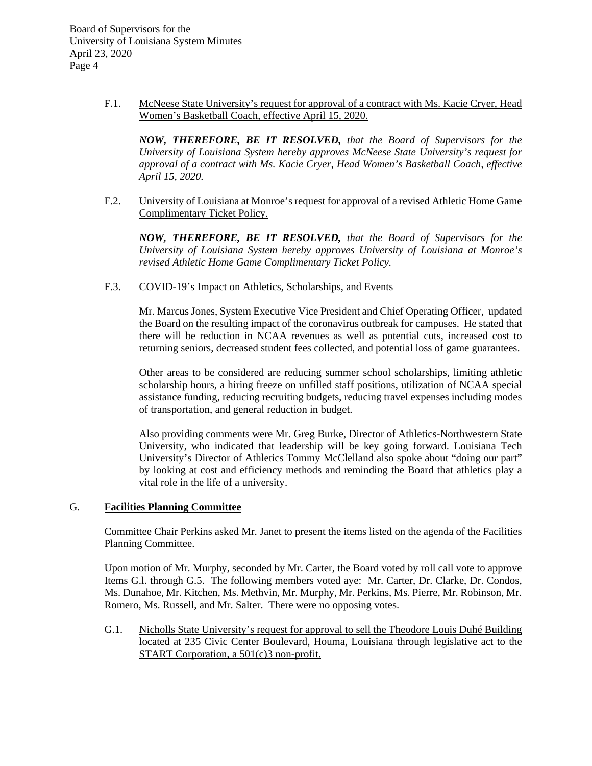F.1. McNeese State University's request for approval of a contract with Ms. Kacie Cryer, Head Women's Basketball Coach, effective April 15, 2020.

***NOW, THEREFORE, BE IT RESOLVED,*** *that the Board of Supervisors for the University of Louisiana System hereby approves McNeese State University's request for approval of a contract with Ms. Kacie Cryer, Head Women's Basketball Coach, effective April 15, 2020.*

F.2. University of Louisiana at Monroe's request for approval of a revised Athletic Home Game Complimentary Ticket Policy.

***NOW, THEREFORE, BE IT RESOLVED,*** *that the Board of Supervisors for the University of Louisiana System hereby approves University of Louisiana at Monroe's revised Athletic Home Game Complimentary Ticket Policy.*

F.3. COVID-19's Impact on Athletics, Scholarships, and Events

Mr. Marcus Jones, System Executive Vice President and Chief Operating Officer, updated the Board on the resulting impact of the coronavirus outbreak for campuses. He stated that there will be reduction in NCAA revenues as well as potential cuts, increased cost to returning seniors, decreased student fees collected, and potential loss of game guarantees.

Other areas to be considered are reducing summer school scholarships, limiting athletic scholarship hours, a hiring freeze on unfilled staff positions, utilization of NCAA special assistance funding, reducing recruiting budgets, reducing travel expenses including modes of transportation, and general reduction in budget.

Also providing comments were Mr. Greg Burke, Director of Athletics-Northwestern State University, who indicated that leadership will be key going forward. Louisiana Tech University's Director of Athletics Tommy McClelland also spoke about "doing our part" by looking at cost and efficiency methods and reminding the Board that athletics play a vital role in the life of a university.

## G. **Facilities Planning Committee**

Committee Chair Perkins asked Mr. Janet to present the items listed on the agenda of the Facilities Planning Committee.

Upon motion of Mr. Murphy, seconded by Mr. Carter, the Board voted by roll call vote to approve Items G.l. through G.5. The following members voted aye: Mr. Carter, Dr. Clarke, Dr. Condos, Ms. Dunahoe, Mr. Kitchen, Ms. Methvin, Mr. Murphy, Mr. Perkins, Ms. Pierre, Mr. Robinson, Mr. Romero, Ms. Russell, and Mr. Salter. There were no opposing votes.

G.1. Nicholls State University's request for approval to sell the Theodore Louis Duhé Building located at 235 Civic Center Boulevard, Houma, Louisiana through legislative act to the START Corporation, a 501(c)3 non-profit.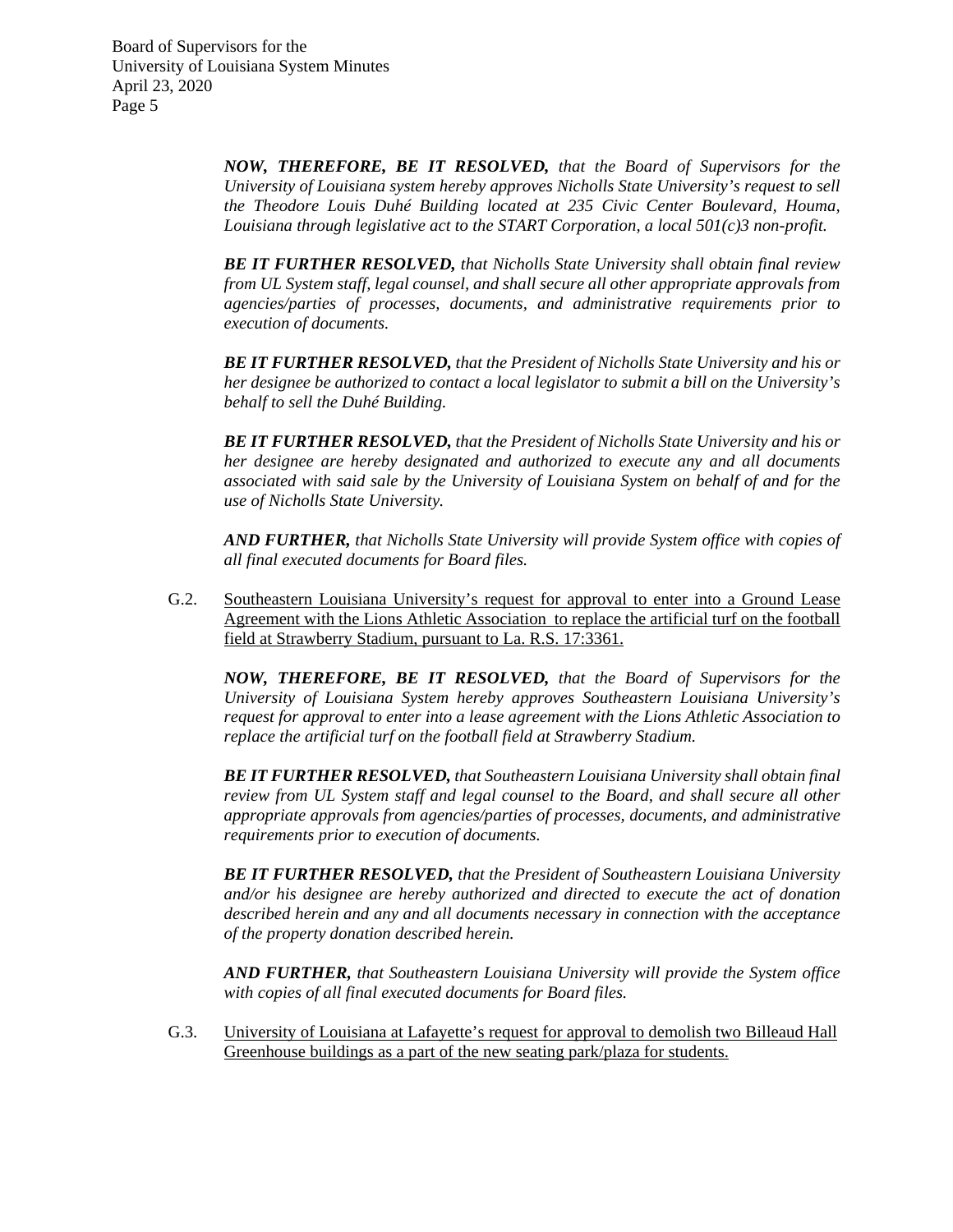***NOW, THEREFORE, BE IT RESOLVED,*** *that the Board of Supervisors for the University of Louisiana system hereby approves Nicholls State University's request to sell the Theodore Louis Duhé Building located at 235 Civic Center Boulevard, Houma, Louisiana through legislative act to the START Corporation, a local 501(c)3 non-profit.*

***BE IT FURTHER RESOLVED,*** *that Nicholls State University shall obtain final review from UL System staff, legal counsel, and shall secure all other appropriate approvals from agencies/parties of processes, documents, and administrative requirements prior to execution of documents.*

***BE IT FURTHER RESOLVED,*** *that the President of Nicholls State University and his or her designee be authorized to contact a local legislator to submit a bill on the University's behalf to sell the Duhé Building.*

***BE IT FURTHER RESOLVED,*** *that the President of Nicholls State University and his or her designee are hereby designated and authorized to execute any and all documents associated with said sale by the University of Louisiana System on behalf of and for the use of Nicholls State University.*

***AND FURTHER,*** *that Nicholls State University will provide System office with copies of all final executed documents for Board files.*

G.2. Southeastern Louisiana University's request for approval to enter into a Ground Lease Agreement with the Lions Athletic Association to replace the artificial turf on the football field at Strawberry Stadium, pursuant to La. R.S. 17:3361.

***NOW, THEREFORE, BE IT RESOLVED,*** *that the Board of Supervisors for the University of Louisiana System hereby approves Southeastern Louisiana University's request for approval to enter into a lease agreement with the Lions Athletic Association to replace the artificial turf on the football field at Strawberry Stadium.*

***BE IT FURTHER RESOLVED,*** *that Southeastern Louisiana University shall obtain final review from UL System staff and legal counsel to the Board, and shall secure all other appropriate approvals from agencies/parties of processes, documents, and administrative requirements prior to execution of documents.*

***BE IT FURTHER RESOLVED,*** *that the President of Southeastern Louisiana University and/or his designee are hereby authorized and directed to execute the act of donation described herein and any and all documents necessary in connection with the acceptance of the property donation described herein.*

***AND FURTHER,*** *that Southeastern Louisiana University will provide the System office with copies of all final executed documents for Board files.*

G.3. University of Louisiana at Lafayette's request for approval to demolish two Billeaud Hall Greenhouse buildings as a part of the new seating park/plaza for students.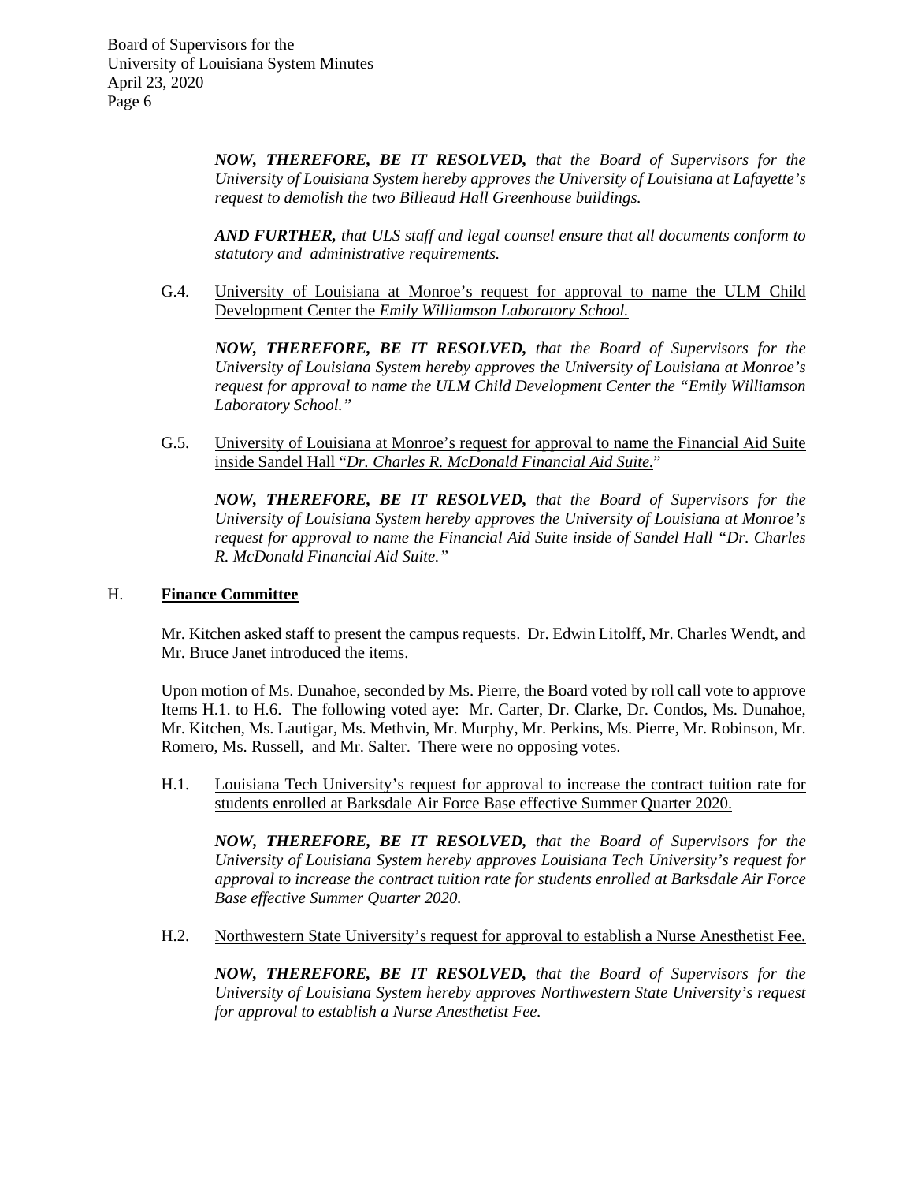***NOW, THEREFORE, BE IT RESOLVED,*** *that the Board of Supervisors for the University of Louisiana System hereby approves the University of Louisiana at Lafayette's request to demolish the two Billeaud Hall Greenhouse buildings.*

***AND FURTHER,*** *that ULS staff and legal counsel ensure that all documents conform to statutory and administrative requirements.*

G.4. University of Louisiana at Monroe's request for approval to name the ULM Child Development Center the *Emily Williamson Laboratory School.*

***NOW, THEREFORE, BE IT RESOLVED,*** *that the Board of Supervisors for the University of Louisiana System hereby approves the University of Louisiana at Monroe's request for approval to name the ULM Child Development Center the "Emily Williamson Laboratory School."*

G.5. University of Louisiana at Monroe's request for approval to name the Financial Aid Suite inside Sandel Hall "*Dr. Charles R. McDonald Financial Aid Suite.*"

***NOW, THEREFORE, BE IT RESOLVED,*** *that the Board of Supervisors for the University of Louisiana System hereby approves the University of Louisiana at Monroe's request for approval to name the Financial Aid Suite inside of Sandel Hall "Dr. Charles R. McDonald Financial Aid Suite."*

## H. **Finance Committee**

Mr. Kitchen asked staff to present the campus requests. Dr. Edwin Litolff, Mr. Charles Wendt, and Mr. Bruce Janet introduced the items.

Upon motion of Ms. Dunahoe, seconded by Ms. Pierre, the Board voted by roll call vote to approve Items H.1. to H.6. The following voted aye: Mr. Carter, Dr. Clarke, Dr. Condos, Ms. Dunahoe, Mr. Kitchen, Ms. Lautigar, Ms. Methvin, Mr. Murphy, Mr. Perkins, Ms. Pierre, Mr. Robinson, Mr. Romero, Ms. Russell, and Mr. Salter. There were no opposing votes.

H.1. Louisiana Tech University's request for approval to increase the contract tuition rate for students enrolled at Barksdale Air Force Base effective Summer Quarter 2020.

***NOW, THEREFORE, BE IT RESOLVED,*** *that the Board of Supervisors for the University of Louisiana System hereby approves Louisiana Tech University's request for approval to increase the contract tuition rate for students enrolled at Barksdale Air Force Base effective Summer Quarter 2020.*

H.2. Northwestern State University's request for approval to establish a Nurse Anesthetist Fee.

***NOW, THEREFORE, BE IT RESOLVED,*** *that the Board of Supervisors for the University of Louisiana System hereby approves Northwestern State University's request for approval to establish a Nurse Anesthetist Fee.*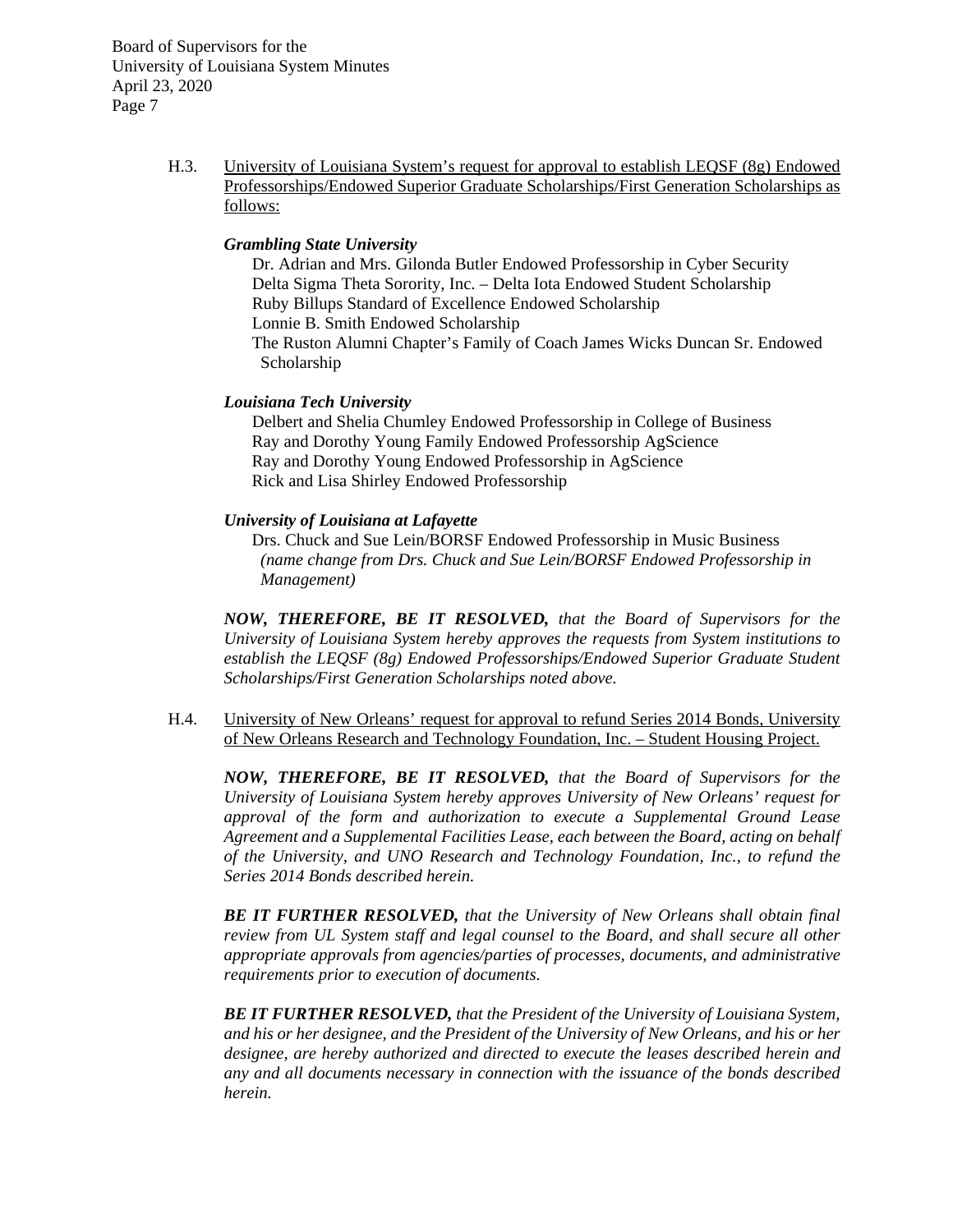H.3. University of Louisiana System's request for approval to establish LEQSF (8g) Endowed Professorships/Endowed Superior Graduate Scholarships/First Generation Scholarships as follows:

***Grambling State University***

Dr. Adrian and Mrs. Gilonda Butler Endowed Professorship in Cyber Security
Delta Sigma Theta Sorority, Inc. – Delta Iota Endowed Student Scholarship
Ruby Billups Standard of Excellence Endowed Scholarship
Lonnie B. Smith Endowed Scholarship
The Ruston Alumni Chapter's Family of Coach James Wicks Duncan Sr. Endowed Scholarship

***Louisiana Tech University***

Delbert and Shelia Chumley Endowed Professorship in College of Business
Ray and Dorothy Young Family Endowed Professorship AgScience
Ray and Dorothy Young Endowed Professorship in AgScience
Rick and Lisa Shirley Endowed Professorship

***University of Louisiana at Lafayette***

Drs. Chuck and Sue Lein/BORSF Endowed Professorship in Music Business *(name change from Drs. Chuck and Sue Lein/BORSF Endowed Professorship in Management)*

***NOW, THEREFORE, BE IT RESOLVED,*** *that the Board of Supervisors for the University of Louisiana System hereby approves the requests from System institutions to establish the LEQSF (8g) Endowed Professorships/Endowed Superior Graduate Student Scholarships/First Generation Scholarships noted above.*

H.4. University of New Orleans' request for approval to refund Series 2014 Bonds, University of New Orleans Research and Technology Foundation, Inc. – Student Housing Project.

***NOW, THEREFORE, BE IT RESOLVED,*** *that the Board of Supervisors for the University of Louisiana System hereby approves University of New Orleans' request for approval of the form and authorization to execute a Supplemental Ground Lease Agreement and a Supplemental Facilities Lease, each between the Board, acting on behalf of the University, and UNO Research and Technology Foundation, Inc., to refund the Series 2014 Bonds described herein.*

***BE IT FURTHER RESOLVED,*** *that the University of New Orleans shall obtain final review from UL System staff and legal counsel to the Board, and shall secure all other appropriate approvals from agencies/parties of processes, documents, and administrative requirements prior to execution of documents.*

***BE IT FURTHER RESOLVED,*** *that the President of the University of Louisiana System, and his or her designee, and the President of the University of New Orleans, and his or her designee, are hereby authorized and directed to execute the leases described herein and any and all documents necessary in connection with the issuance of the bonds described herein.*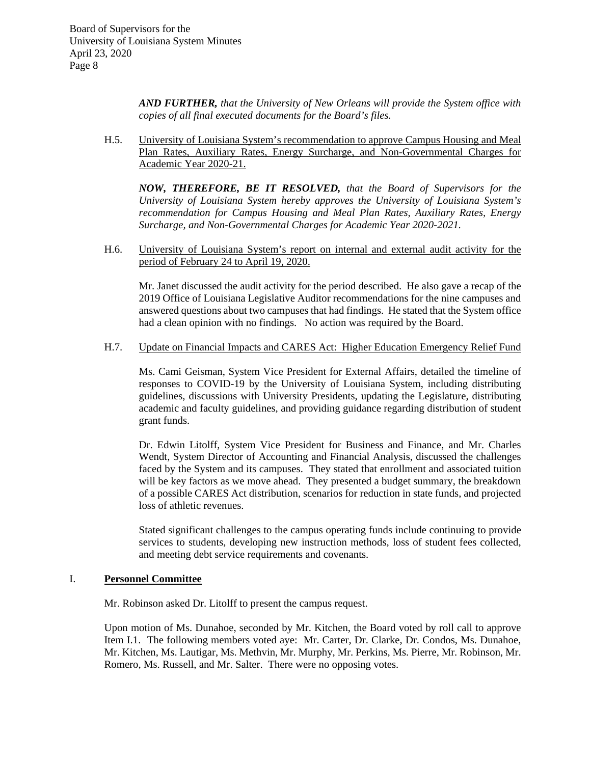***AND FURTHER,*** *that the University of New Orleans will provide the System office with copies of all final executed documents for the Board's files.*

H.5. University of Louisiana System's recommendation to approve Campus Housing and Meal Plan Rates, Auxiliary Rates, Energy Surcharge, and Non-Governmental Charges for Academic Year 2020-21.

***NOW, THEREFORE, BE IT RESOLVED,*** *that the Board of Supervisors for the University of Louisiana System hereby approves the University of Louisiana System's recommendation for Campus Housing and Meal Plan Rates, Auxiliary Rates, Energy Surcharge, and Non-Governmental Charges for Academic Year 2020-2021.*

H.6. University of Louisiana System's report on internal and external audit activity for the period of February 24 to April 19, 2020.

Mr. Janet discussed the audit activity for the period described. He also gave a recap of the 2019 Office of Louisiana Legislative Auditor recommendations for the nine campuses and answered questions about two campuses that had findings. He stated that the System office had a clean opinion with no findings. No action was required by the Board.

H.7. Update on Financial Impacts and CARES Act: Higher Education Emergency Relief Fund

Ms. Cami Geisman, System Vice President for External Affairs, detailed the timeline of responses to COVID-19 by the University of Louisiana System, including distributing guidelines, discussions with University Presidents, updating the Legislature, distributing academic and faculty guidelines, and providing guidance regarding distribution of student grant funds.

Dr. Edwin Litolff, System Vice President for Business and Finance, and Mr. Charles Wendt, System Director of Accounting and Financial Analysis, discussed the challenges faced by the System and its campuses. They stated that enrollment and associated tuition will be key factors as we move ahead. They presented a budget summary, the breakdown of a possible CARES Act distribution, scenarios for reduction in state funds, and projected loss of athletic revenues.

Stated significant challenges to the campus operating funds include continuing to provide services to students, developing new instruction methods, loss of student fees collected, and meeting debt service requirements and covenants.

## I. **Personnel Committee**

Mr. Robinson asked Dr. Litolff to present the campus request.

Upon motion of Ms. Dunahoe, seconded by Mr. Kitchen, the Board voted by roll call to approve Item I.1. The following members voted aye: Mr. Carter, Dr. Clarke, Dr. Condos, Ms. Dunahoe, Mr. Kitchen, Ms. Lautigar, Ms. Methvin, Mr. Murphy, Mr. Perkins, Ms. Pierre, Mr. Robinson, Mr. Romero, Ms. Russell, and Mr. Salter. There were no opposing votes.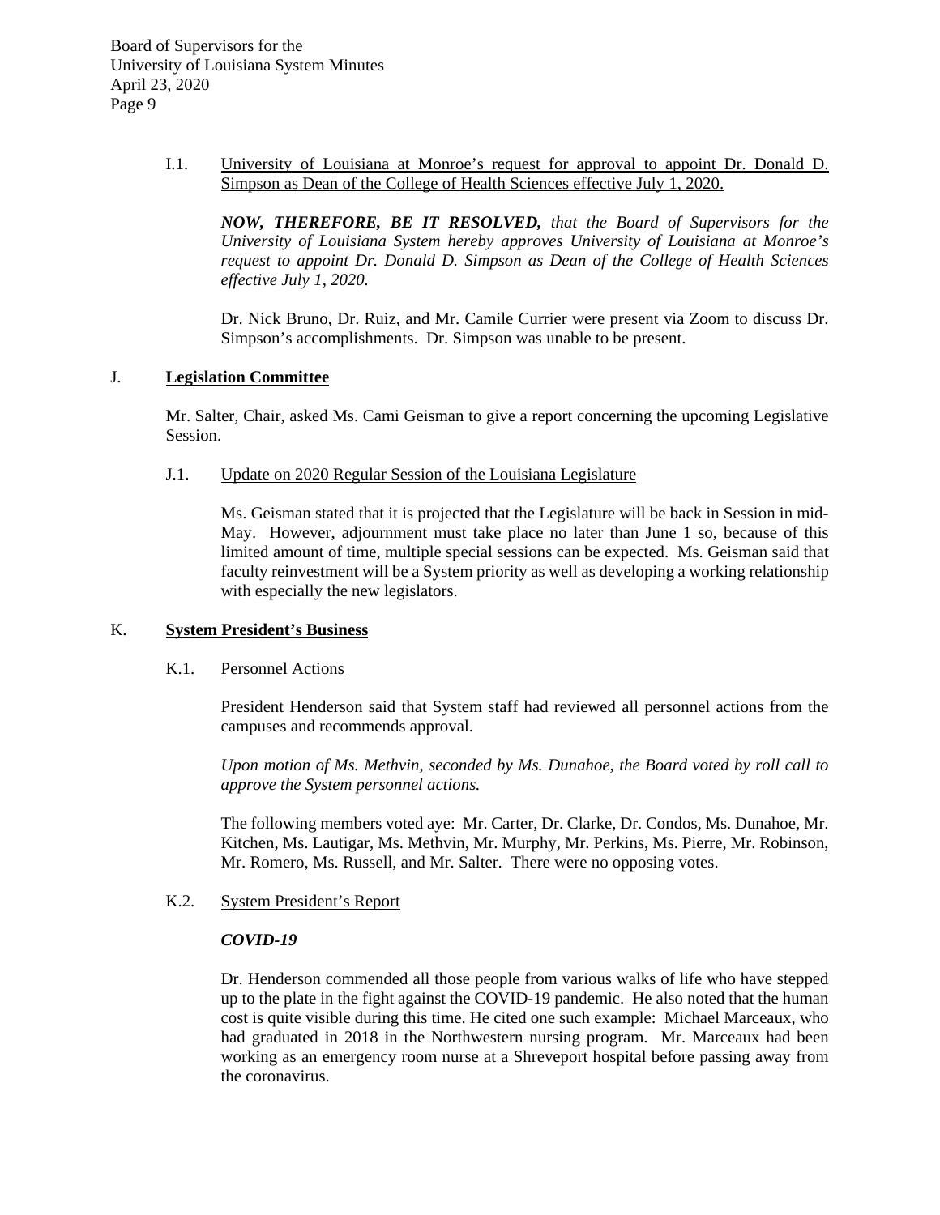I.1. University of Louisiana at Monroe's request for approval to appoint Dr. Donald D. Simpson as Dean of the College of Health Sciences effective July 1, 2020.

***NOW, THEREFORE, BE IT RESOLVED,*** *that the Board of Supervisors for the University of Louisiana System hereby approves University of Louisiana at Monroe's request to appoint Dr. Donald D. Simpson as Dean of the College of Health Sciences effective July 1, 2020.*

Dr. Nick Bruno, Dr. Ruiz, and Mr. Camile Currier were present via Zoom to discuss Dr. Simpson's accomplishments. Dr. Simpson was unable to be present.

## J. Legislation Committee

Mr. Salter, Chair, asked Ms. Cami Geisman to give a report concerning the upcoming Legislative Session.

J.1. Update on 2020 Regular Session of the Louisiana Legislature

Ms. Geisman stated that it is projected that the Legislature will be back in Session in mid-May. However, adjournment must take place no later than June 1 so, because of this limited amount of time, multiple special sessions can be expected. Ms. Geisman said that faculty reinvestment will be a System priority as well as developing a working relationship with especially the new legislators.

## K. System President's Business

K.1. Personnel Actions

President Henderson said that System staff had reviewed all personnel actions from the campuses and recommends approval.

*Upon motion of Ms. Methvin, seconded by Ms. Dunahoe, the Board voted by roll call to approve the System personnel actions.*

The following members voted aye: Mr. Carter, Dr. Clarke, Dr. Condos, Ms. Dunahoe, Mr. Kitchen, Ms. Lautigar, Ms. Methvin, Mr. Murphy, Mr. Perkins, Ms. Pierre, Mr. Robinson, Mr. Romero, Ms. Russell, and Mr. Salter. There were no opposing votes.

K.2. System President's Report

***COVID-19***

Dr. Henderson commended all those people from various walks of life who have stepped up to the plate in the fight against the COVID-19 pandemic. He also noted that the human cost is quite visible during this time. He cited one such example: Michael Marceaux, who had graduated in 2018 in the Northwestern nursing program. Mr. Marceaux had been working as an emergency room nurse at a Shreveport hospital before passing away from the coronavirus.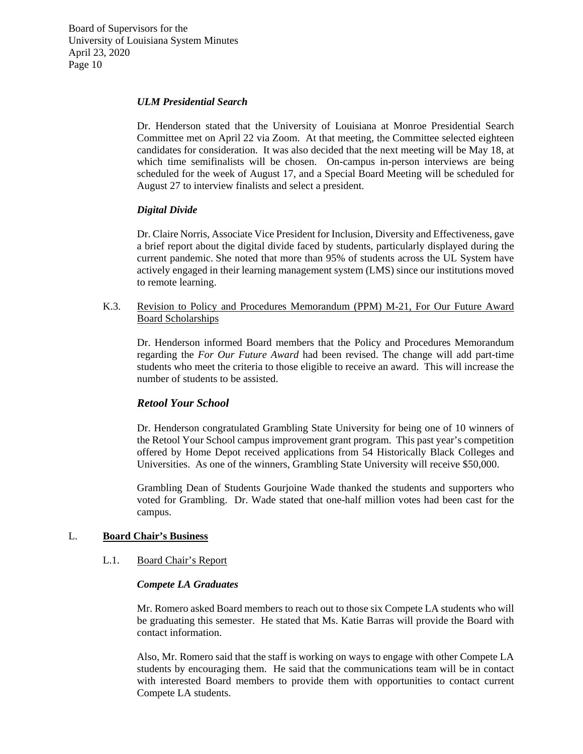***ULM Presidential Search***

Dr. Henderson stated that the University of Louisiana at Monroe Presidential Search Committee met on April 22 via Zoom. At that meeting, the Committee selected eighteen candidates for consideration. It was also decided that the next meeting will be May 18, at which time semifinalists will be chosen. On-campus in-person interviews are being scheduled for the week of August 17, and a Special Board Meeting will be scheduled for August 27 to interview finalists and select a president.

***Digital Divide***

Dr. Claire Norris, Associate Vice President for Inclusion, Diversity and Effectiveness, gave a brief report about the digital divide faced by students, particularly displayed during the current pandemic. She noted that more than 95% of students across the UL System have actively engaged in their learning management system (LMS) since our institutions moved to remote learning.

K.3. Revision to Policy and Procedures Memorandum (PPM) M-21, For Our Future Award Board Scholarships

Dr. Henderson informed Board members that the Policy and Procedures Memorandum regarding the *For Our Future Award* had been revised. The change will add part-time students who meet the criteria to those eligible to receive an award. This will increase the number of students to be assisted.

***Retool Your School***

Dr. Henderson congratulated Grambling State University for being one of 10 winners of the Retool Your School campus improvement grant program. This past year's competition offered by Home Depot received applications from 54 Historically Black Colleges and Universities. As one of the winners, Grambling State University will receive $50,000.

Grambling Dean of Students Gourjoine Wade thanked the students and supporters who voted for Grambling. Dr. Wade stated that one-half million votes had been cast for the campus.

## L. Board Chair's Business

L.1. Board Chair's Report

***Compete LA Graduates***

Mr. Romero asked Board members to reach out to those six Compete LA students who will be graduating this semester. He stated that Ms. Katie Barras will provide the Board with contact information.

Also, Mr. Romero said that the staff is working on ways to engage with other Compete LA students by encouraging them. He said that the communications team will be in contact with interested Board members to provide them with opportunities to contact current Compete LA students.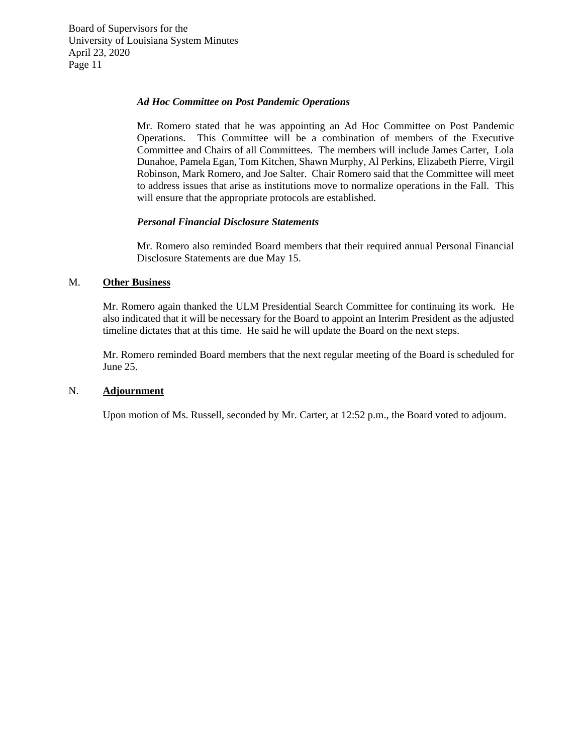***Ad Hoc Committee on Post Pandemic Operations***

Mr. Romero stated that he was appointing an Ad Hoc Committee on Post Pandemic Operations. This Committee will be a combination of members of the Executive Committee and Chairs of all Committees. The members will include James Carter, Lola Dunahoe, Pamela Egan, Tom Kitchen, Shawn Murphy, Al Perkins, Elizabeth Pierre, Virgil Robinson, Mark Romero, and Joe Salter. Chair Romero said that the Committee will meet to address issues that arise as institutions move to normalize operations in the Fall. This will ensure that the appropriate protocols are established.

***Personal Financial Disclosure Statements***

Mr. Romero also reminded Board members that their required annual Personal Financial Disclosure Statements are due May 15.

## M. **Other Business**

Mr. Romero again thanked the ULM Presidential Search Committee for continuing its work. He also indicated that it will be necessary for the Board to appoint an Interim President as the adjusted timeline dictates that at this time. He said he will update the Board on the next steps.

Mr. Romero reminded Board members that the next regular meeting of the Board is scheduled for June 25.

## N. **Adjournment**

Upon motion of Ms. Russell, seconded by Mr. Carter, at 12:52 p.m., the Board voted to adjourn.